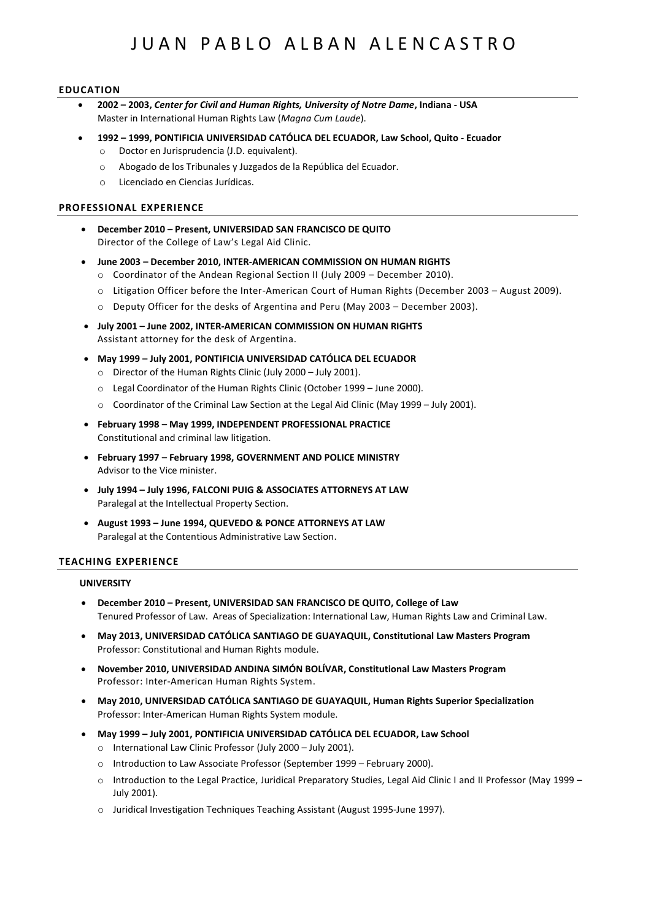# JUAN PABLO ALBAN ALENCASTRO

## EDUCATION

- **2002 – 2003, *Center for Civil and Human Rights, University of Notre Dame*, Indiana - USA**
  Master in International Human Rights Law (*Magna Cum Laude*).
- **1992 – 1999, PONTIFICIA UNIVERSIDAD CATÓLICA DEL ECUADOR, Law School, Quito - Ecuador**
  - Doctor en Jurisprudencia (J.D. equivalent).
  - Abogado de los Tribunales y Juzgados de la República del Ecuador.
  - Licenciado en Ciencias Jurídicas.

## PROFESSIONAL EXPERIENCE

- **December 2010 – Present, UNIVERSIDAD SAN FRANCISCO DE QUITO**
  Director of the College of Law's Legal Aid Clinic.
- **June 2003 – December 2010, INTER-AMERICAN COMMISSION ON HUMAN RIGHTS**
  - Coordinator of the Andean Regional Section II (July 2009 – December 2010).
  - Litigation Officer before the Inter-American Court of Human Rights (December 2003 – August 2009).
  - Deputy Officer for the desks of Argentina and Peru (May 2003 – December 2003).
- **July 2001 – June 2002, INTER-AMERICAN COMMISSION ON HUMAN RIGHTS**
  Assistant attorney for the desk of Argentina.
- **May 1999 – July 2001, PONTIFICIA UNIVERSIDAD CATÓLICA DEL ECUADOR**
  - Director of the Human Rights Clinic (July 2000 – July 2001).
  - Legal Coordinator of the Human Rights Clinic (October 1999 – June 2000).
  - Coordinator of the Criminal Law Section at the Legal Aid Clinic (May 1999 – July 2001).
- **February 1998 – May 1999, INDEPENDENT PROFESSIONAL PRACTICE**
  Constitutional and criminal law litigation.
- **February 1997 – February 1998, GOVERNMENT AND POLICE MINISTRY**
  Advisor to the Vice minister.
- **July 1994 – July 1996, FALCONI PUIG & ASSOCIATES ATTORNEYS AT LAW**
  Paralegal at the Intellectual Property Section.
- **August 1993 – June 1994, QUEVEDO & PONCE ATTORNEYS AT LAW**
  Paralegal at the Contentious Administrative Law Section.

## TEACHING EXPERIENCE

### UNIVERSITY

- **December 2010 – Present, UNIVERSIDAD SAN FRANCISCO DE QUITO, College of Law**
  Tenured Professor of Law. Areas of Specialization: International Law, Human Rights Law and Criminal Law.
- **May 2013, UNIVERSIDAD CATÓLICA SANTIAGO DE GUAYAQUIL, Constitutional Law Masters Program**
  Professor: Constitutional and Human Rights module.
- **November 2010, UNIVERSIDAD ANDINA SIMÓN BOLÍVAR, Constitutional Law Masters Program**
  Professor: Inter-American Human Rights System.
- **May 2010, UNIVERSIDAD CATÓLICA SANTIAGO DE GUAYAQUIL, Human Rights Superior Specialization**
  Professor: Inter-American Human Rights System module.
- **May 1999 – July 2001, PONTIFICIA UNIVERSIDAD CATÓLICA DEL ECUADOR, Law School**
  - International Law Clinic Professor (July 2000 – July 2001).
  - Introduction to Law Associate Professor (September 1999 – February 2000).
  - Introduction to the Legal Practice, Juridical Preparatory Studies, Legal Aid Clinic I and II Professor (May 1999 – July 2001).
  - Juridical Investigation Techniques Teaching Assistant (August 1995-June 1997).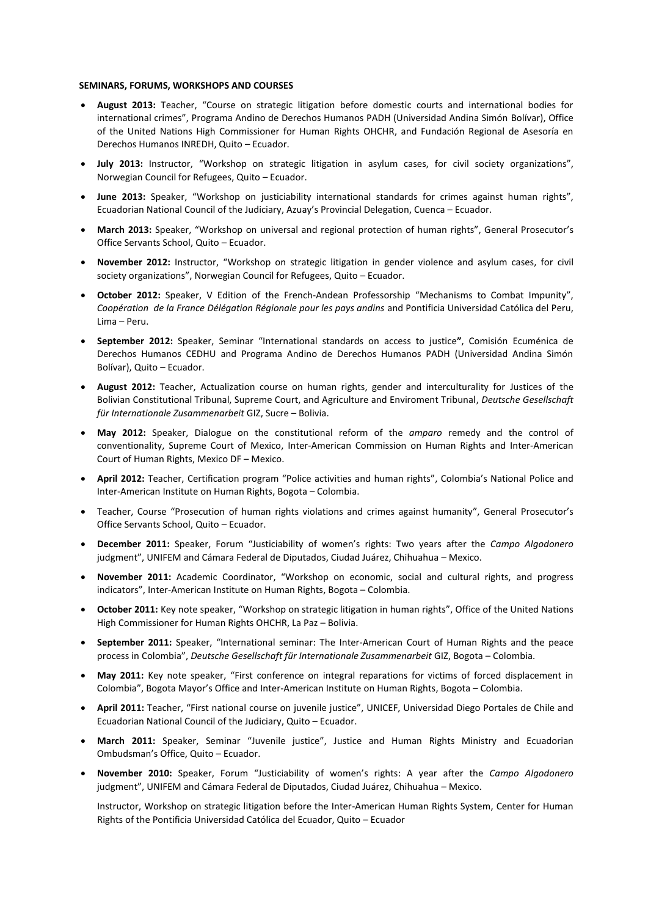**SEMINARS, FORUMS, WORKSHOPS AND COURSES**

- **August 2013:** Teacher, "Course on strategic litigation before domestic courts and international bodies for international crimes", Programa Andino de Derechos Humanos PADH (Universidad Andina Simón Bolívar), Office of the United Nations High Commissioner for Human Rights OHCHR, and Fundación Regional de Asesoría en Derechos Humanos INREDH, Quito – Ecuador.
- **July 2013:** Instructor, "Workshop on strategic litigation in asylum cases, for civil society organizations", Norwegian Council for Refugees, Quito – Ecuador.
- **June 2013:** Speaker, "Workshop on justiciability international standards for crimes against human rights", Ecuadorian National Council of the Judiciary, Azuay's Provincial Delegation, Cuenca – Ecuador.
- **March 2013:** Speaker, "Workshop on universal and regional protection of human rights", General Prosecutor's Office Servants School, Quito – Ecuador.
- **November 2012:** Instructor, "Workshop on strategic litigation in gender violence and asylum cases, for civil society organizations", Norwegian Council for Refugees, Quito – Ecuador.
- **October 2012:** Speaker, V Edition of the French-Andean Professorship "Mechanisms to Combat Impunity", *Coopération de la France Délégation Régionale pour les pays andins* and Pontificia Universidad Católica del Peru, Lima – Peru.
- **September 2012:** Speaker, Seminar "International standards on access to justice**"**, Comisión Ecuménica de Derechos Humanos CEDHU and Programa Andino de Derechos Humanos PADH (Universidad Andina Simón Bolívar), Quito – Ecuador.
- **August 2012:** Teacher, Actualization course on human rights, gender and interculturality for Justices of the Bolivian Constitutional Tribunal, Supreme Court, and Agriculture and Enviroment Tribunal, *Deutsche Gesellschaft für Internationale Zusammenarbeit* GIZ, Sucre – Bolivia.
- **May 2012:** Speaker, Dialogue on the constitutional reform of the *amparo* remedy and the control of conventionality, Supreme Court of Mexico, Inter-American Commission on Human Rights and Inter-American Court of Human Rights, Mexico DF – Mexico.
- **April 2012:** Teacher, Certification program "Police activities and human rights", Colombia's National Police and Inter-American Institute on Human Rights, Bogota – Colombia.
- Teacher, Course "Prosecution of human rights violations and crimes against humanity", General Prosecutor's Office Servants School, Quito – Ecuador.
- **December 2011:** Speaker, Forum "Justiciability of women's rights: Two years after the *Campo Algodonero* judgment", UNIFEM and Cámara Federal de Diputados, Ciudad Juárez, Chihuahua – Mexico.
- **November 2011:** Academic Coordinator, "Workshop on economic, social and cultural rights, and progress indicators", Inter-American Institute on Human Rights, Bogota – Colombia.
- **October 2011:** Key note speaker, "Workshop on strategic litigation in human rights", Office of the United Nations High Commissioner for Human Rights OHCHR, La Paz – Bolivia.
- **September 2011:** Speaker, "International seminar: The Inter-American Court of Human Rights and the peace process in Colombia", *Deutsche Gesellschaft für Internationale Zusammenarbeit* GIZ, Bogota – Colombia.
- **May 2011:** Key note speaker, "First conference on integral reparations for victims of forced displacement in Colombia", Bogota Mayor's Office and Inter-American Institute on Human Rights, Bogota – Colombia.
- **April 2011:** Teacher, "First national course on juvenile justice", UNICEF, Universidad Diego Portales de Chile and Ecuadorian National Council of the Judiciary, Quito – Ecuador.
- **March 2011:** Speaker, Seminar "Juvenile justice", Justice and Human Rights Ministry and Ecuadorian Ombudsman's Office, Quito – Ecuador.
- **November 2010:** Speaker, Forum "Justiciability of women's rights: A year after the *Campo Algodonero* judgment", UNIFEM and Cámara Federal de Diputados, Ciudad Juárez, Chihuahua – Mexico.

  Instructor, Workshop on strategic litigation before the Inter-American Human Rights System, Center for Human Rights of the Pontificia Universidad Católica del Ecuador, Quito – Ecuador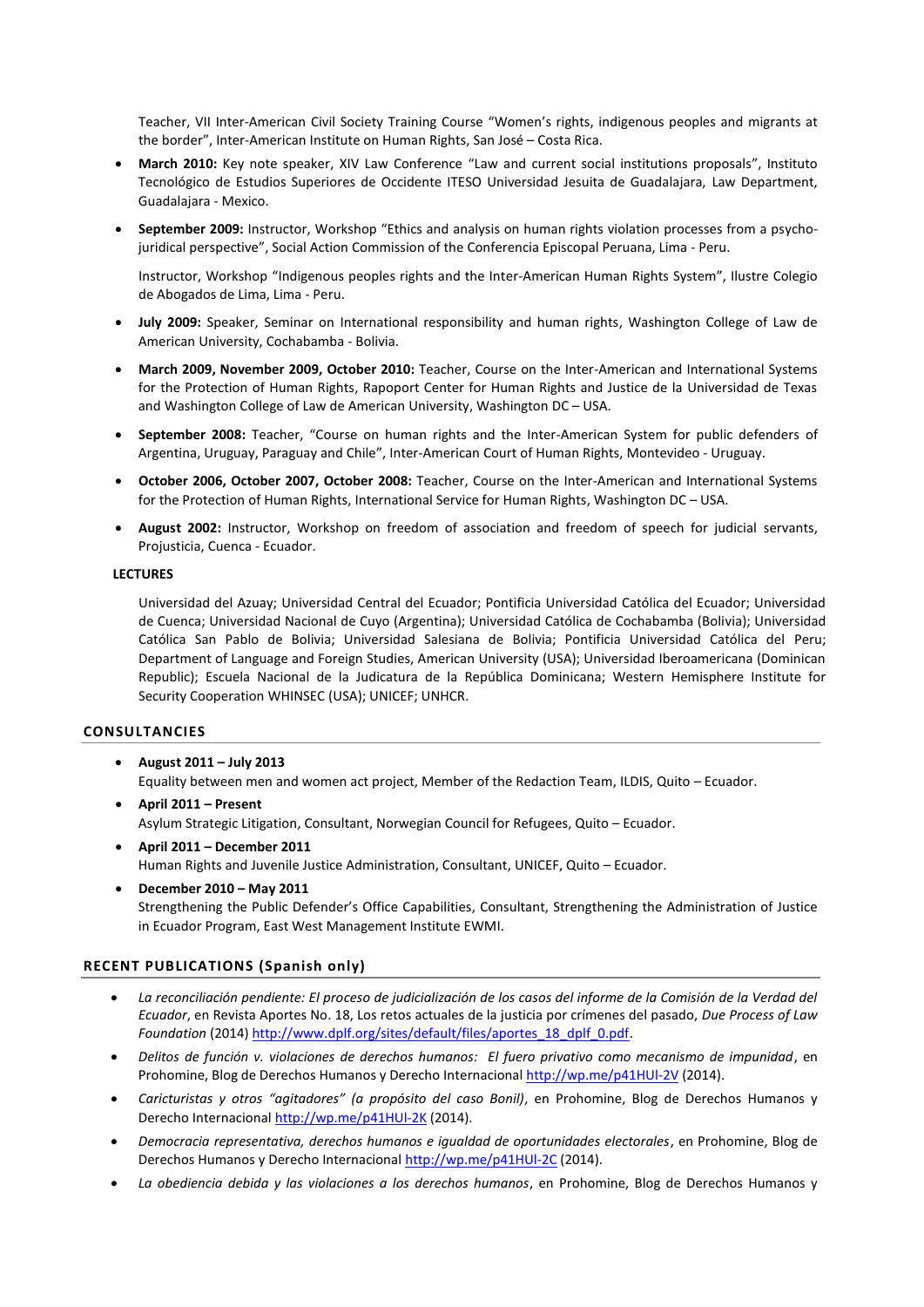Teacher, VII Inter-American Civil Society Training Course "Women's rights, indigenous peoples and migrants at the border", Inter-American Institute on Human Rights, San José – Costa Rica.

- **March 2010:** Key note speaker, XIV Law Conference "Law and current social institutions proposals", Instituto Tecnológico de Estudios Superiores de Occidente ITESO Universidad Jesuita de Guadalajara, Law Department, Guadalajara - Mexico.
- **September 2009:** Instructor, Workshop "Ethics and analysis on human rights violation processes from a psycho-juridical perspective", Social Action Commission of the Conferencia Episcopal Peruana, Lima - Peru.

  Instructor, Workshop "Indigenous peoples rights and the Inter-American Human Rights System", Ilustre Colegio de Abogados de Lima, Lima - Peru.
- **July 2009:** Speaker, Seminar on International responsibility and human rights, Washington College of Law de American University, Cochabamba - Bolivia.
- **March 2009, November 2009, October 2010:** Teacher, Course on the Inter-American and International Systems for the Protection of Human Rights, Rapoport Center for Human Rights and Justice de la Universidad de Texas and Washington College of Law de American University, Washington DC – USA.
- **September 2008:** Teacher, "Course on human rights and the Inter-American System for public defenders of Argentina, Uruguay, Paraguay and Chile", Inter-American Court of Human Rights, Montevideo - Uruguay.
- **October 2006, October 2007, October 2008:** Teacher, Course on the Inter-American and International Systems for the Protection of Human Rights, International Service for Human Rights, Washington DC – USA.
- **August 2002:** Instructor, Workshop on freedom of association and freedom of speech for judicial servants, Projusticia, Cuenca - Ecuador.

**LECTURES**

Universidad del Azuay; Universidad Central del Ecuador; Pontificia Universidad Católica del Ecuador; Universidad de Cuenca; Universidad Nacional de Cuyo (Argentina); Universidad Católica de Cochabamba (Bolivia); Universidad Católica San Pablo de Bolivia; Universidad Salesiana de Bolivia; Pontificia Universidad Católica del Peru; Department of Language and Foreign Studies, American University (USA); Universidad Iberoamericana (Dominican Republic); Escuela Nacional de la Judicatura de la República Dominicana; Western Hemisphere Institute for Security Cooperation WHINSEC (USA); UNICEF; UNHCR.

## CONSULTANCIES

- **August 2011 – July 2013**
  Equality between men and women act project, Member of the Redaction Team, ILDIS, Quito – Ecuador.
- **April 2011 – Present**
  Asylum Strategic Litigation, Consultant, Norwegian Council for Refugees, Quito – Ecuador.
- **April 2011 – December 2011**
  Human Rights and Juvenile Justice Administration, Consultant, UNICEF, Quito – Ecuador.
- **December 2010 – May 2011**
  Strengthening the Public Defender's Office Capabilities, Consultant, Strengthening the Administration of Justice in Ecuador Program, East West Management Institute EWMI.

## RECENT PUBLICATIONS (Spanish only)

- *La reconciliación pendiente: El proceso de judicialización de los casos del informe de la Comisión de la Verdad del Ecuador*, en Revista Aportes No. 18, Los retos actuales de la justicia por crímenes del pasado, *Due Process of Law Foundation* (2014) http://www.dplf.org/sites/default/files/aportes_18_dplf_0.pdf.
- *Delitos de función v. violaciones de derechos humanos: El fuero privativo como mecanismo de impunidad*, en Prohomine, Blog de Derechos Humanos y Derecho Internacional http://wp.me/p41HUl-2V (2014).
- *Caricturistas y otros "agitadores" (a propósito del caso Bonil)*, en Prohomine, Blog de Derechos Humanos y Derecho Internacional http://wp.me/p41HUl-2K (2014).
- *Democracia representativa, derechos humanos e igualdad de oportunidades electorales*, en Prohomine, Blog de Derechos Humanos y Derecho Internacional http://wp.me/p41HUl-2C (2014).
- *La obediencia debida y las violaciones a los derechos humanos*, en Prohomine, Blog de Derechos Humanos y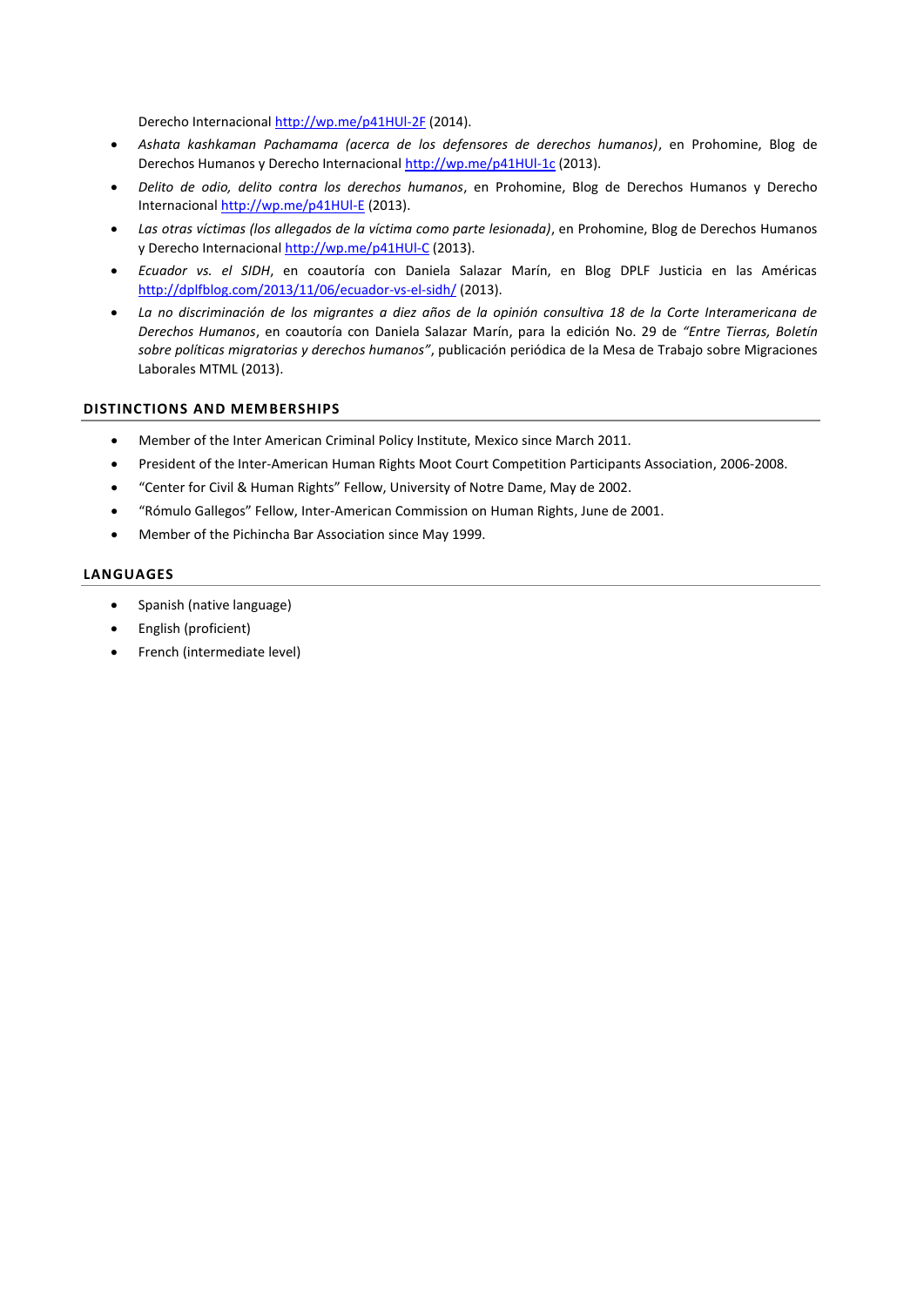Derecho Internacional http://wp.me/p41HUl-2F (2014).

- *Ashata kashkaman Pachamama (acerca de los defensores de derechos humanos)*, en Prohomine, Blog de Derechos Humanos y Derecho Internacional http://wp.me/p41HUl-1c (2013).
- *Delito de odio, delito contra los derechos humanos*, en Prohomine, Blog de Derechos Humanos y Derecho Internacional http://wp.me/p41HUl-E (2013).
- *Las otras víctimas (los allegados de la víctima como parte lesionada)*, en Prohomine, Blog de Derechos Humanos y Derecho Internacional http://wp.me/p41HUl-C (2013).
- *Ecuador vs. el SIDH*, en coautoría con Daniela Salazar Marín, en Blog DPLF Justicia en las Américas http://dplfblog.com/2013/11/06/ecuador-vs-el-sidh/ (2013).
- *La no discriminación de los migrantes a diez años de la opinión consultiva 18 de la Corte Interamericana de Derechos Humanos*, en coautoría con Daniela Salazar Marín, para la edición No. 29 de *"Entre Tierras, Boletín sobre políticas migratorias y derechos humanos"*, publicación periódica de la Mesa de Trabajo sobre Migraciones Laborales MTML (2013).

## DISTINCTIONS AND MEMBERSHIPS

- Member of the Inter American Criminal Policy Institute, Mexico since March 2011.
- President of the Inter-American Human Rights Moot Court Competition Participants Association, 2006-2008.
- "Center for Civil & Human Rights" Fellow, University of Notre Dame, May de 2002.
- "Rómulo Gallegos" Fellow, Inter-American Commission on Human Rights, June de 2001.
- Member of the Pichincha Bar Association since May 1999.

## LANGUAGES

- Spanish (native language)
- English (proficient)
- French (intermediate level)